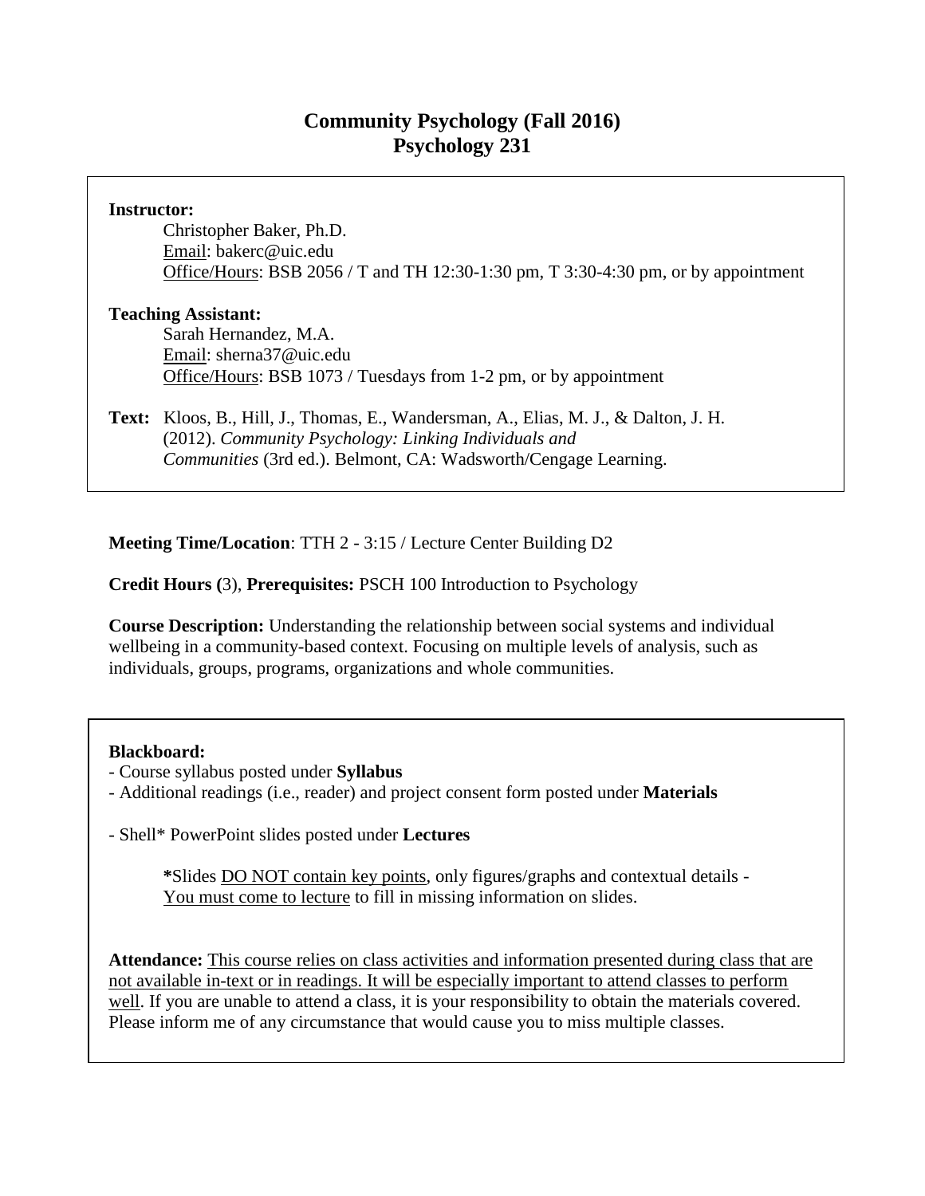# Community Psychology (Fall 2016)
# Psychology 231

**Instructor:**

Christopher Baker, Ph.D.
Email: bakerc@uic.edu
Office/Hours: BSB 2056 / T and TH 12:30-1:30 pm, T 3:30-4:30 pm, or by appointment

**Teaching Assistant:**

Sarah Hernandez, M.A.
Email: sherna37@uic.edu
Office/Hours: BSB 1073 / Tuesdays from 1-2 pm, or by appointment

**Text:** Kloos, B., Hill, J., Thomas, E., Wandersman, A., Elias, M. J., & Dalton, J. H. (2012). *Community Psychology: Linking Individuals and Communities* (3rd ed.). Belmont, CA: Wadsworth/Cengage Learning.

**Meeting Time/Location**: TTH 2 - 3:15 / Lecture Center Building D2

**Credit Hours (**3), **Prerequisites:** PSCH 100 Introduction to Psychology

**Course Description:** Understanding the relationship between social systems and individual wellbeing in a community-based context. Focusing on multiple levels of analysis, such as individuals, groups, programs, organizations and whole communities.

**Blackboard:**

- Course syllabus posted under **Syllabus**
- Additional readings (i.e., reader) and project consent form posted under **Materials**

- Shell* PowerPoint slides posted under **Lectures**

**\***Slides DO NOT contain key points, only figures/graphs and contextual details - You must come to lecture to fill in missing information on slides.

**Attendance:** This course relies on class activities and information presented during class that are not available in-text or in readings. It will be especially important to attend classes to perform well. If you are unable to attend a class, it is your responsibility to obtain the materials covered. Please inform me of any circumstance that would cause you to miss multiple classes.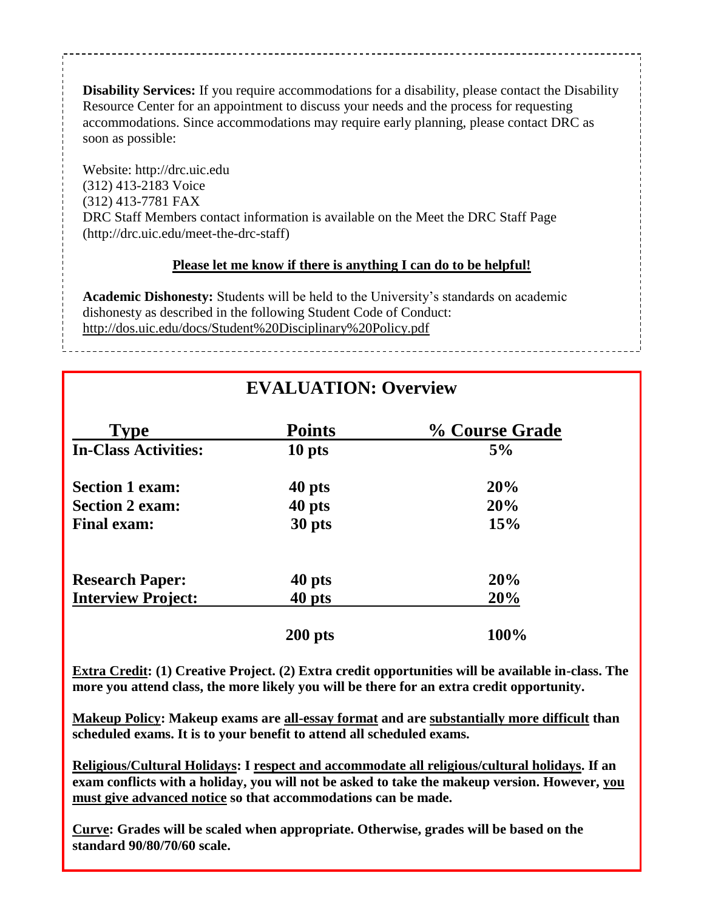**Disability Services:** If you require accommodations for a disability, please contact the Disability Resource Center for an appointment to discuss your needs and the process for requesting accommodations. Since accommodations may require early planning, please contact DRC as soon as possible:

Website: http://drc.uic.edu
(312) 413-2183 Voice
(312) 413-7781 FAX
DRC Staff Members contact information is available on the Meet the DRC Staff Page (http://drc.uic.edu/meet-the-drc-staff)

**Please let me know if there is anything I can do to be helpful!**

**Academic Dishonesty:** Students will be held to the University's standards on academic dishonesty as described in the following Student Code of Conduct: http://dos.uic.edu/docs/Student%20Disciplinary%20Policy.pdf

## EVALUATION: Overview

| Type | Points | % Course Grade |
|---|---|---|
| **In-Class Activities:** | **10 pts** | **5%** |
| **Section 1 exam:** | **40 pts** | **20%** |
| **Section 2 exam:** | **40 pts** | **20%** |
| **Final exam:** | **30 pts** | **15%** |
| **Research Paper:** | **40 pts** | **20%** |
| **Interview Project:** | **40 pts** | **20%** |
| | **200 pts** | **100%** |

**Extra Credit: (1) Creative Project. (2) Extra credit opportunities will be available in-class. The more you attend class, the more likely you will be there for an extra credit opportunity.**

**Makeup Policy: Makeup exams are all-essay format and are substantially more difficult than scheduled exams. It is to your benefit to attend all scheduled exams.**

**Religious/Cultural Holidays: I respect and accommodate all religious/cultural holidays. If an exam conflicts with a holiday, you will not be asked to take the makeup version. However, you must give advanced notice so that accommodations can be made.**

**Curve: Grades will be scaled when appropriate. Otherwise, grades will be based on the standard 90/80/70/60 scale.**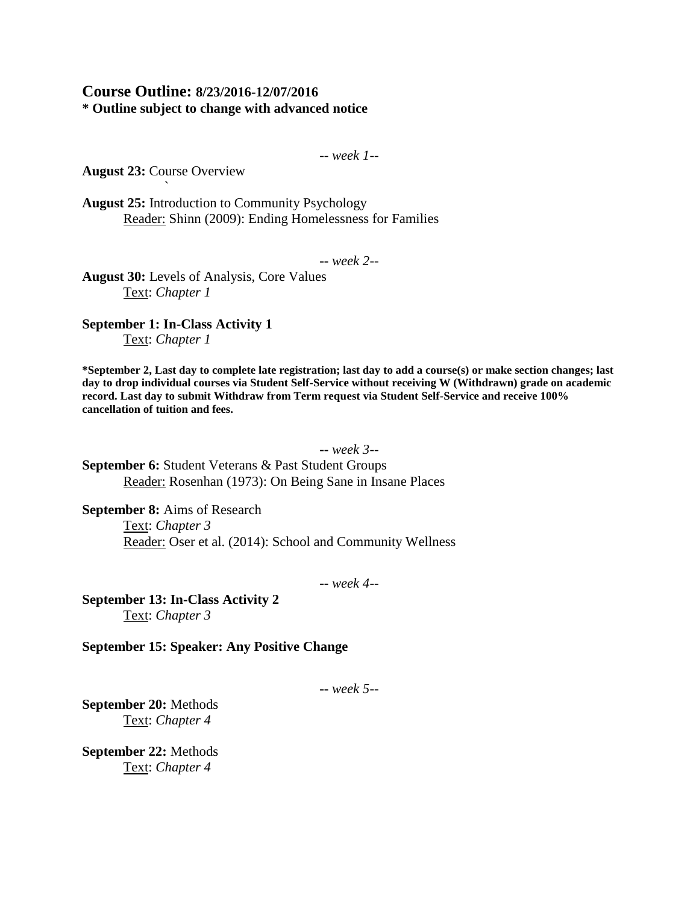## Course Outline: 8/23/2016-12/07/2016

**\* Outline subject to change with advanced notice**

*-- week 1--*

**August 23:** Course Overview

**August 25:** Introduction to Community Psychology
Reader: Shinn (2009): Ending Homelessness for Families

*-- week 2--*

**August 30:** Levels of Analysis, Core Values
Text: *Chapter 1*

**September 1: In-Class Activity 1**
Text: *Chapter 1*

**\*September 2, Last day to complete late registration; last day to add a course(s) or make section changes; last day to drop individual courses via Student Self-Service without receiving W (Withdrawn) grade on academic record. Last day to submit Withdraw from Term request via Student Self-Service and receive 100% cancellation of tuition and fees.**

*-- week 3--*

**September 6:** Student Veterans & Past Student Groups
Reader: Rosenhan (1973): On Being Sane in Insane Places

**September 8:** Aims of Research
Text: *Chapter 3*
Reader: Oser et al. (2014): School and Community Wellness

*-- week 4--*

**September 13: In-Class Activity 2**
Text: *Chapter 3*

**September 15: Speaker: Any Positive Change**

*-- week 5--*

**September 20:** Methods
Text: *Chapter 4*

**September 22:** Methods
Text: *Chapter 4*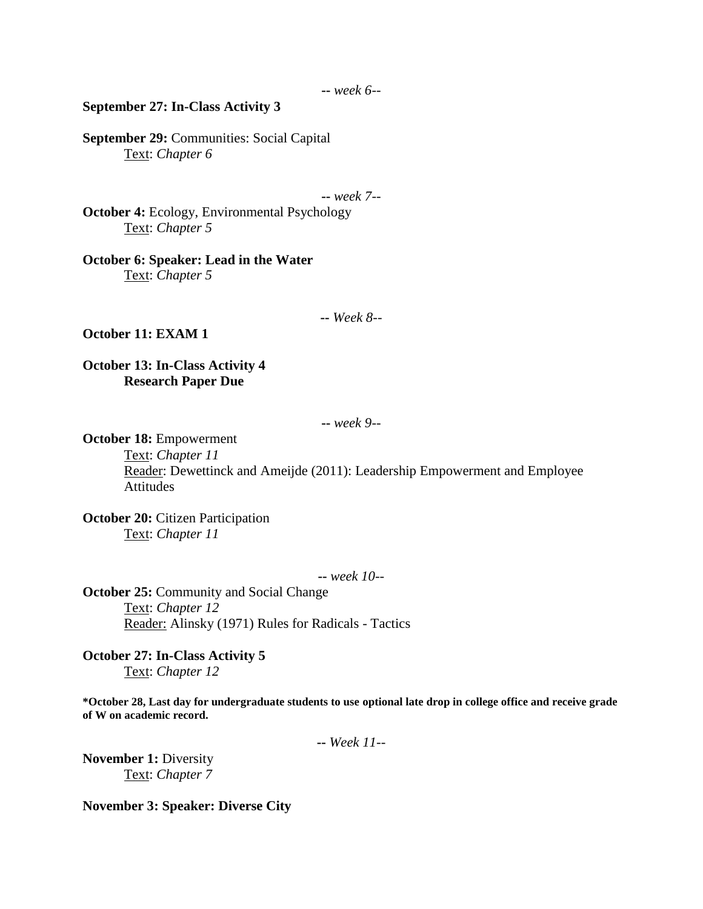*-- week 6--*

**September 27: In-Class Activity 3**

**September 29:** Communities: Social Capital
Text: *Chapter 6*

*-- week 7--*

**October 4:** Ecology, Environmental Psychology
Text: *Chapter 5*

**October 6: Speaker: Lead in the Water**
Text: *Chapter 5*

*-- Week 8--*

**October 11: EXAM 1**

**October 13: In-Class Activity 4**
**Research Paper Due**

*-- week 9--*

**October 18:** Empowerment
Text: *Chapter 11*
Reader: Dewettinck and Ameijde (2011): Leadership Empowerment and Employee Attitudes

**October 20:** Citizen Participation
Text: *Chapter 11*

*-- week 10--*

**October 25:** Community and Social Change
Text: *Chapter 12*
Reader: Alinsky (1971) Rules for Radicals - Tactics

**October 27: In-Class Activity 5**
Text: *Chapter 12*

***October 28, Last day for undergraduate students to use optional late drop in college office and receive grade of W on academic record.**

*-- Week 11--*

**November 1:** Diversity
Text: *Chapter 7*

**November 3: Speaker: Diverse City**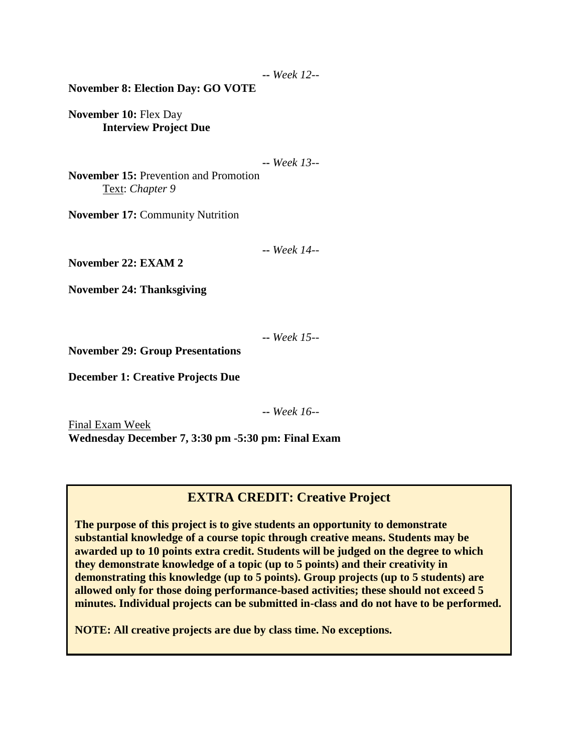*-- Week 12--*

**November 8: Election Day: GO VOTE**

**November 10:** Flex Day
**Interview Project Due**

*-- Week 13--*

**November 15:** Prevention and Promotion
Text: *Chapter 9*

**November 17:** Community Nutrition

*-- Week 14--*

**November 22: EXAM 2**

**November 24: Thanksgiving**

*-- Week 15--*

**November 29: Group Presentations**

**December 1: Creative Projects Due**

*-- Week 16--*

Final Exam Week
**Wednesday December 7, 3:30 pm -5:30 pm: Final Exam**

## EXTRA CREDIT: Creative Project

**The purpose of this project is to give students an opportunity to demonstrate substantial knowledge of a course topic through creative means. Students may be awarded up to 10 points extra credit. Students will be judged on the degree to which they demonstrate knowledge of a topic (up to 5 points) and their creativity in demonstrating this knowledge (up to 5 points). Group projects (up to 5 students) are allowed only for those doing performance-based activities; these should not exceed 5 minutes. Individual projects can be submitted in-class and do not have to be performed.**

**NOTE: All creative projects are due by class time. No exceptions.**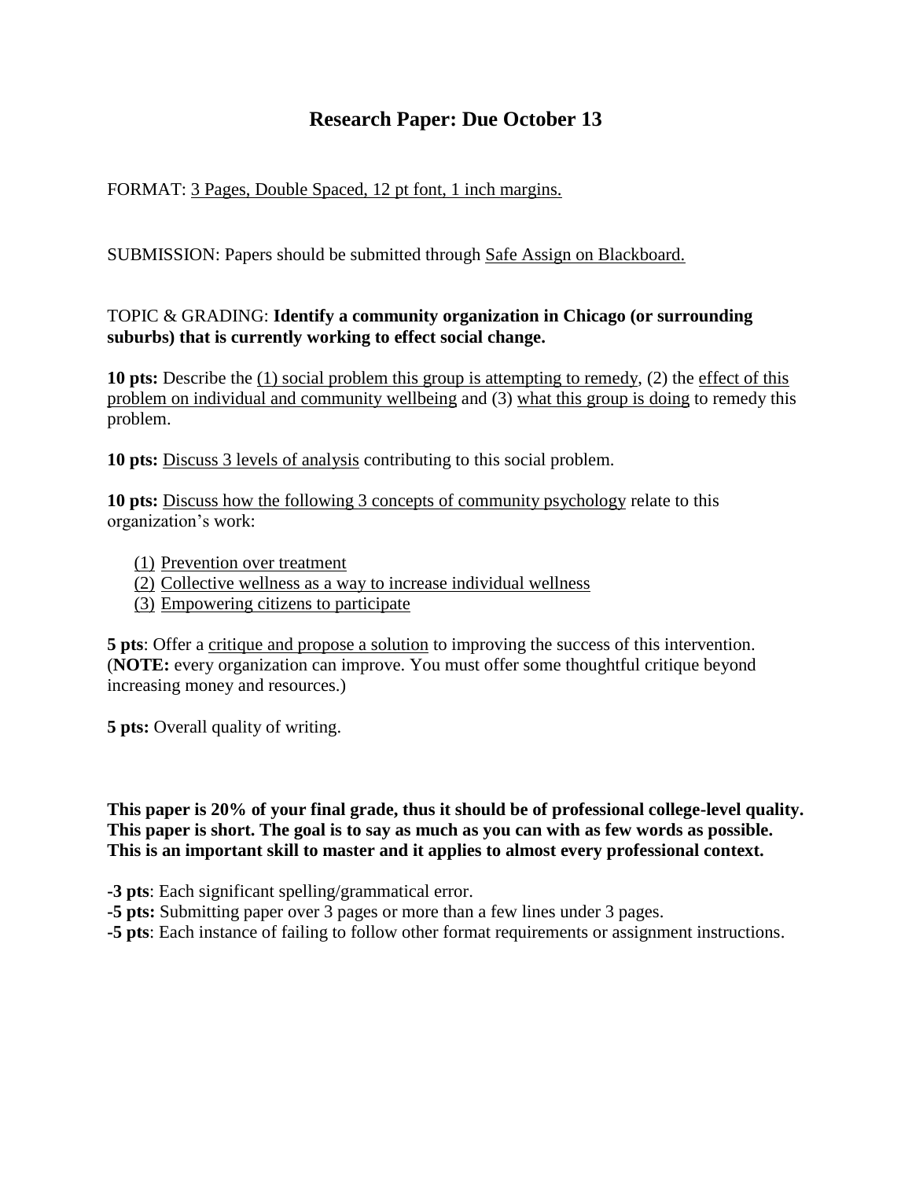# Research Paper: Due October 13

FORMAT: 3 Pages, Double Spaced, 12 pt font, 1 inch margins.

SUBMISSION: Papers should be submitted through Safe Assign on Blackboard.

TOPIC & GRADING: **Identify a community organization in Chicago (or surrounding suburbs) that is currently working to effect social change.**

**10 pts:** Describe the (1) social problem this group is attempting to remedy, (2) the effect of this problem on individual and community wellbeing and (3) what this group is doing to remedy this problem.

**10 pts:** Discuss 3 levels of analysis contributing to this social problem.

**10 pts:** Discuss how the following 3 concepts of community psychology relate to this organization's work:

1. Prevention over treatment
2. Collective wellness as a way to increase individual wellness
3. Empowering citizens to participate

**5 pts**: Offer a critique and propose a solution to improving the success of this intervention. (**NOTE:** every organization can improve. You must offer some thoughtful critique beyond increasing money and resources.)

**5 pts:** Overall quality of writing.

**This paper is 20% of your final grade, thus it should be of professional college-level quality. This paper is short. The goal is to say as much as you can with as few words as possible. This is an important skill to master and it applies to almost every professional context.**

**-3 pts**: Each significant spelling/grammatical error.

**-5 pts:** Submitting paper over 3 pages or more than a few lines under 3 pages.

**-5 pts**: Each instance of failing to follow other format requirements or assignment instructions.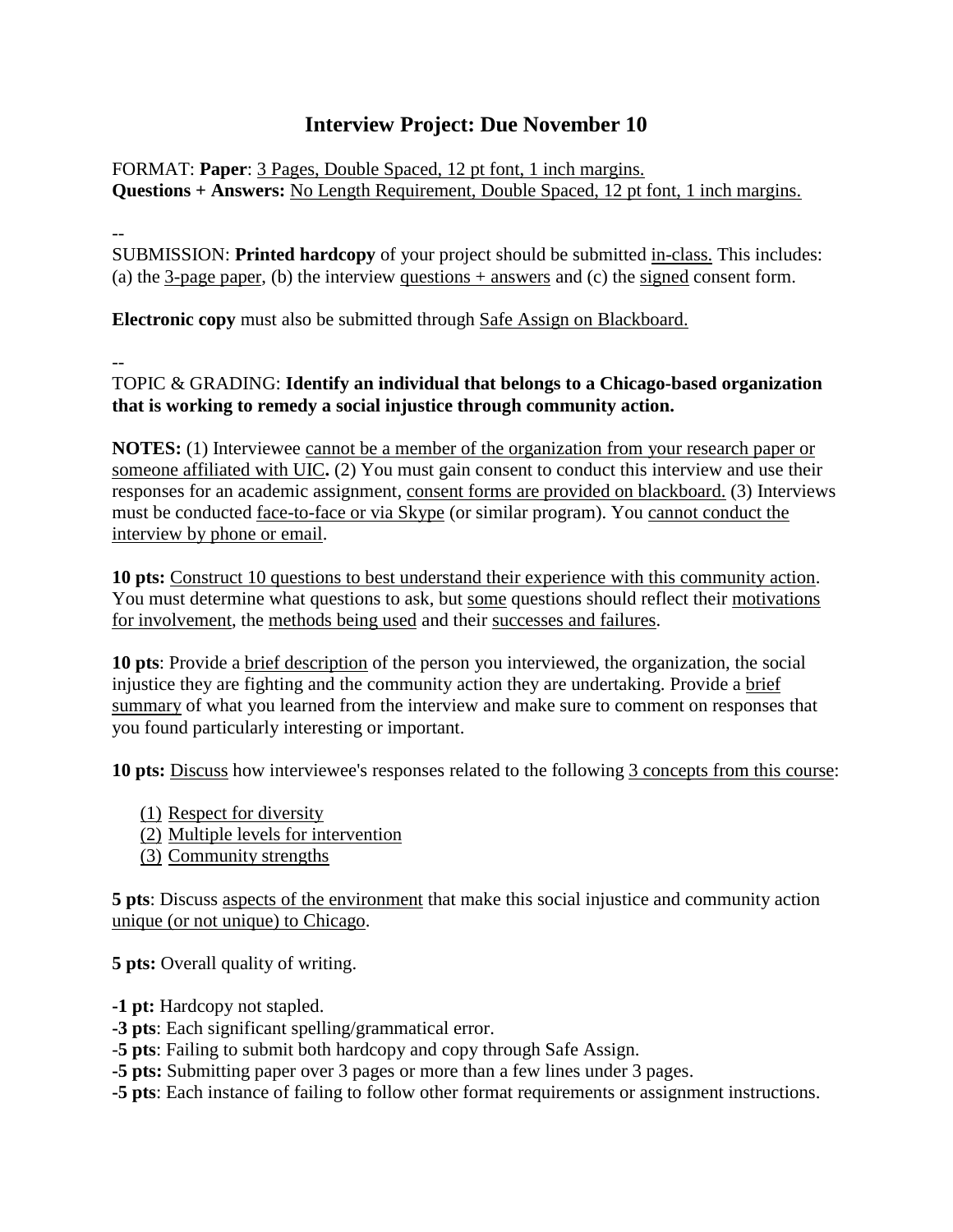# Interview Project: Due November 10

FORMAT: **Paper**: 3 Pages, Double Spaced, 12 pt font, 1 inch margins.
**Questions + Answers:** No Length Requirement, Double Spaced, 12 pt font, 1 inch margins.

--

SUBMISSION: **Printed hardcopy** of your project should be submitted in-class. This includes: (a) the 3-page paper, (b) the interview questions + answers and (c) the signed consent form.

**Electronic copy** must also be submitted through Safe Assign on Blackboard.

--

TOPIC & GRADING: **Identify an individual that belongs to a Chicago-based organization that is working to remedy a social injustice through community action.**

**NOTES:** (1) Interviewee cannot be a member of the organization from your research paper or someone affiliated with UIC**.** (2) You must gain consent to conduct this interview and use their responses for an academic assignment, consent forms are provided on blackboard. (3) Interviews must be conducted face-to-face or via Skype (or similar program). You cannot conduct the interview by phone or email.

**10 pts:** Construct 10 questions to best understand their experience with this community action. You must determine what questions to ask, but some questions should reflect their motivations for involvement, the methods being used and their successes and failures.

**10 pts**: Provide a brief description of the person you interviewed, the organization, the social injustice they are fighting and the community action they are undertaking. Provide a brief summary of what you learned from the interview and make sure to comment on responses that you found particularly interesting or important.

**10 pts:** Discuss how interviewee's responses related to the following 3 concepts from this course:

(1) Respect for diversity
(2) Multiple levels for intervention
(3) Community strengths

**5 pts**: Discuss aspects of the environment that make this social injustice and community action unique (or not unique) to Chicago.

**5 pts:** Overall quality of writing.

**-1 pt:** Hardcopy not stapled.
**-3 pts**: Each significant spelling/grammatical error.
**-5 pts**: Failing to submit both hardcopy and copy through Safe Assign.
**-5 pts:** Submitting paper over 3 pages or more than a few lines under 3 pages.
**-5 pts**: Each instance of failing to follow other format requirements or assignment instructions.